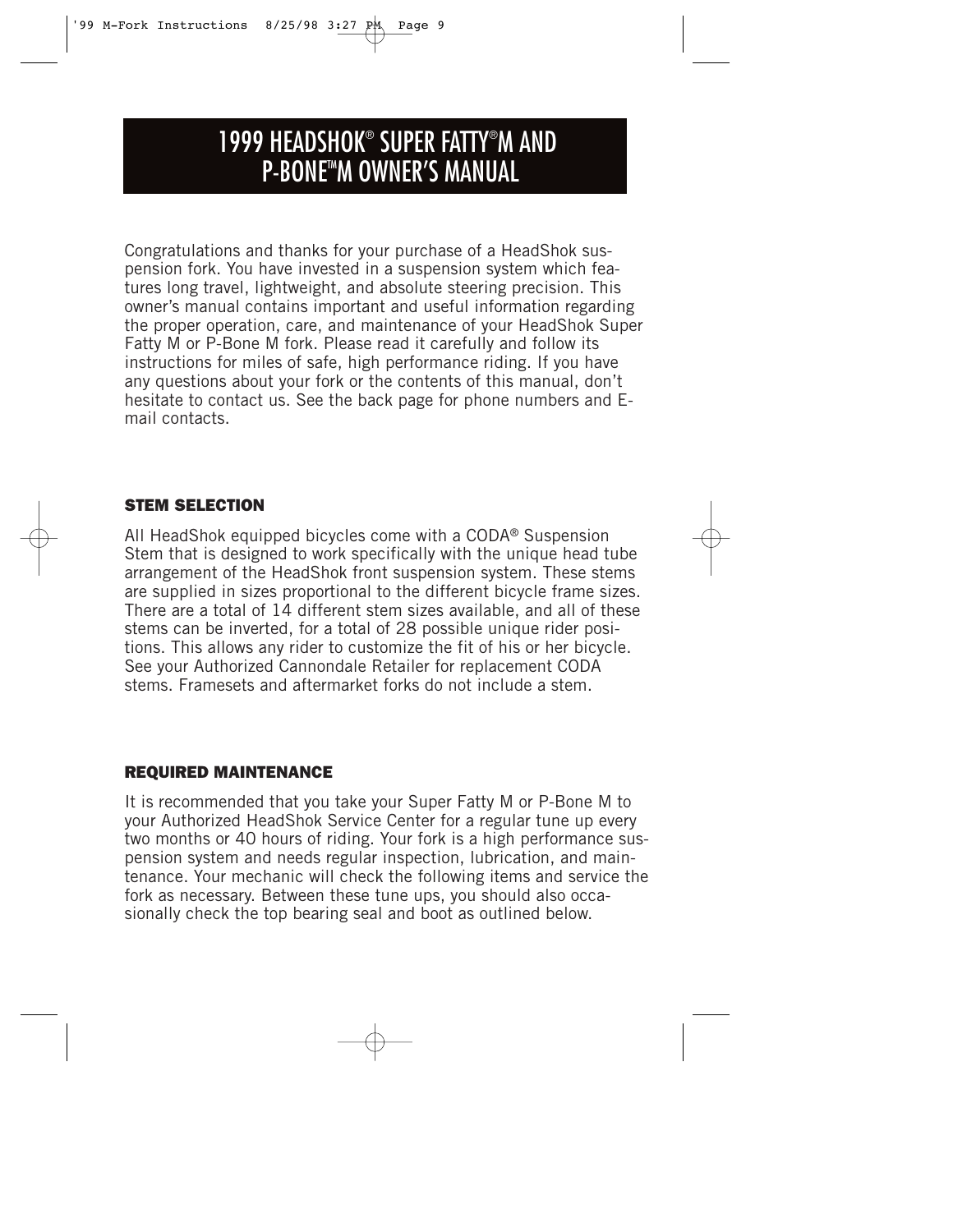# 1999 HEADSHOK® SUPER FATTY®M AND P-BONE™M OWNER'S MANUAL

Congratulations and thanks for your purchase of a HeadShok suspension fork. You have invested in a suspension system which features long travel, lightweight, and absolute steering precision. This owner's manual contains important and useful information regarding the proper operation, care, and maintenance of your HeadShok Super Fatty M or P-Bone M fork. Please read it carefully and follow its instructions for miles of safe, high performance riding. If you have any questions about your fork or the contents of this manual, don't hesitate to contact us. See the back page for phone numbers and E-mail contacts.

## STEM SELECTION

All HeadShok equipped bicycles come with a CODA® Suspension Stem that is designed to work specifically with the unique head tube arrangement of the HeadShok front suspension system. These stems are supplied in sizes proportional to the different bicycle frame sizes. There are a total of 14 different stem sizes available, and all of these stems can be inverted, for a total of 28 possible unique rider positions. This allows any rider to customize the fit of his or her bicycle. See your Authorized Cannondale Retailer for replacement CODA stems. Framesets and aftermarket forks do not include a stem.

## REQUIRED MAINTENANCE

It is recommended that you take your Super Fatty M or P-Bone M to your Authorized HeadShok Service Center for a regular tune up every two months or 40 hours of riding. Your fork is a high performance suspension system and needs regular inspection, lubrication, and maintenance. Your mechanic will check the following items and service the fork as necessary. Between these tune ups, you should also occasionally check the top bearing seal and boot as outlined below.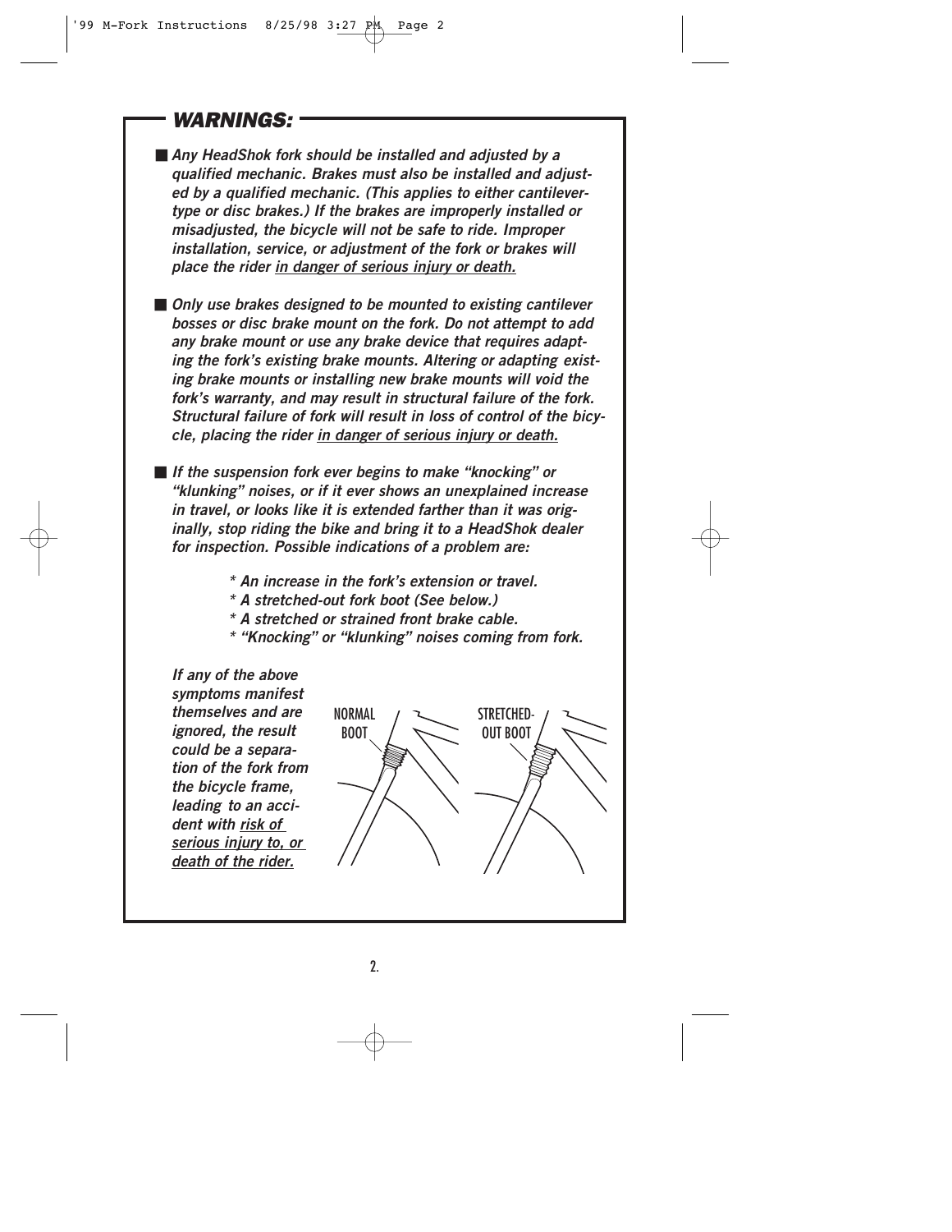## *WARNINGS:*

- ***Any HeadShok fork should be installed and adjusted by a qualified mechanic. Brakes must also be installed and adjusted by a qualified mechanic. (This applies to either cantilever-type or disc brakes.) If the brakes are improperly installed or misadjusted, the bicycle will not be safe to ride. Improper installation, service, or adjustment of the fork or brakes will place the rider <u>in danger of serious injury or death.</u>***

- ***Only use brakes designed to be mounted to existing cantilever bosses or disc brake mount on the fork. Do not attempt to add any brake mount or use any brake device that requires adapting the fork's existing brake mounts. Altering or adapting existing brake mounts or installing new brake mounts will void the fork's warranty, and may result in structural failure of the fork. Structural failure of fork will result in loss of control of the bicycle, placing the rider <u>in danger of serious injury or death.</u>***

- ***If the suspension fork ever begins to make "knocking" or "klunking" noises, or if it ever shows an unexplained increase in travel, or looks like it is extended farther than it was originally, stop riding the bike and bring it to a HeadShok dealer for inspection. Possible indications of a problem are:***

  ***\* An increase in the fork's extension or travel.***
  ***\* A stretched-out fork boot (See below.)***
  ***\* A stretched or strained front brake cable.***
  ***\* "Knocking" or "klunking" noises coming from fork.***

  ***If any of the above symptoms manifest themselves and are ignored, the result could be a separation of the fork from the bicycle frame, leading to an accident with <u>risk of serious injury to, or death of the rider.</u>***

NORMAL BOOT

STRETCHED-OUT BOOT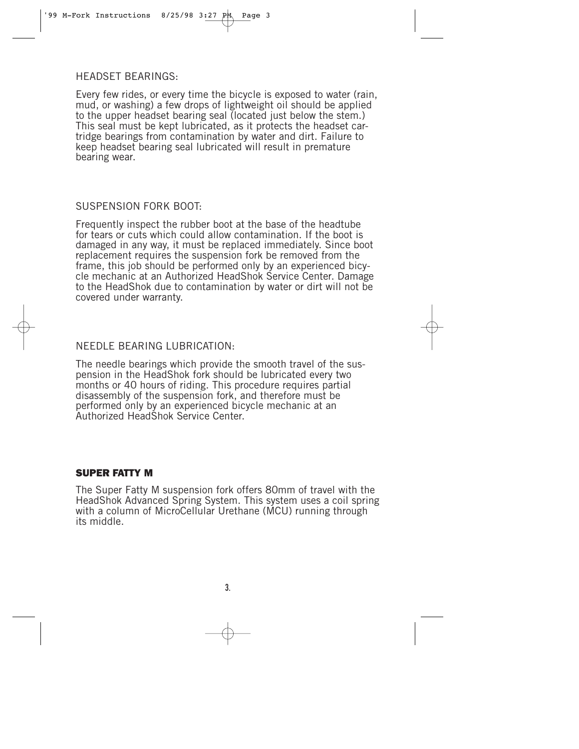## HEADSET BEARINGS:

Every few rides, or every time the bicycle is exposed to water (rain, mud, or washing) a few drops of lightweight oil should be applied to the upper headset bearing seal (located just below the stem.) This seal must be kept lubricated, as it protects the headset cartridge bearings from contamination by water and dirt. Failure to keep headset bearing seal lubricated will result in premature bearing wear.

## SUSPENSION FORK BOOT:

Frequently inspect the rubber boot at the base of the headtube for tears or cuts which could allow contamination. If the boot is damaged in any way, it must be replaced immediately. Since boot replacement requires the suspension fork be removed from the frame, this job should be performed only by an experienced bicycle mechanic at an Authorized HeadShok Service Center. Damage to the HeadShok due to contamination by water or dirt will not be covered under warranty.

## NEEDLE BEARING LUBRICATION:

The needle bearings which provide the smooth travel of the suspension in the HeadShok fork should be lubricated every two months or 40 hours of riding. This procedure requires partial disassembly of the suspension fork, and therefore must be performed only by an experienced bicycle mechanic at an Authorized HeadShok Service Center.

## SUPER FATTY M

The Super Fatty M suspension fork offers 80mm of travel with the HeadShok Advanced Spring System. This system uses a coil spring with a column of MicroCellular Urethane (MCU) running through its middle.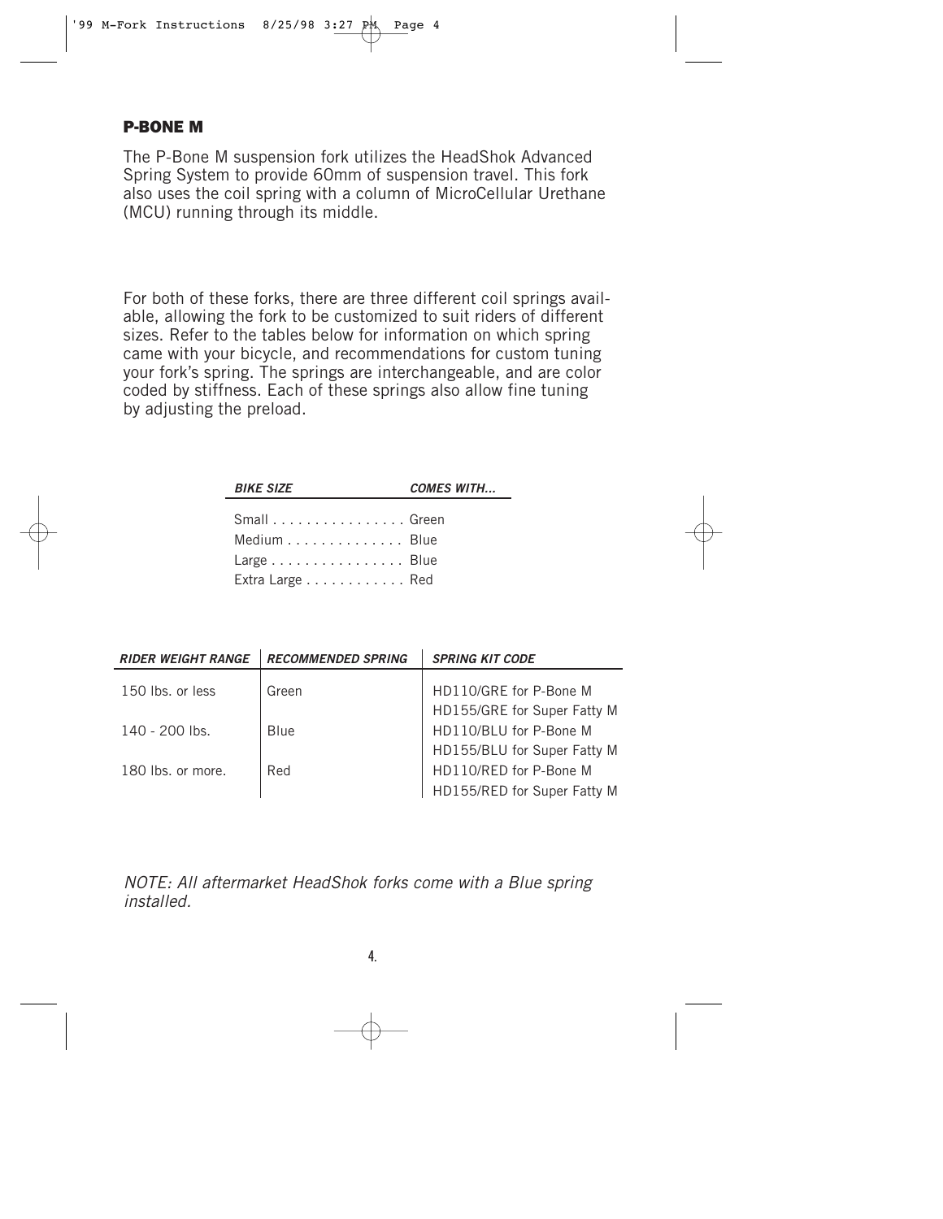## P-BONE M

The P-Bone M suspension fork utilizes the HeadShok Advanced Spring System to provide 60mm of suspension travel. This fork also uses the coil spring with a column of MicroCellular Urethane (MCU) running through its middle.

For both of these forks, there are three different coil springs available, allowing the fork to be customized to suit riders of different sizes. Refer to the tables below for information on which spring came with your bicycle, and recommendations for custom tuning your fork's spring. The springs are interchangeable, and are color coded by stiffness. Each of these springs also allow fine tuning by adjusting the preload.

| *BIKE SIZE* | *COMES WITH...* |
| --- | --- |
| Small | Green |
| Medium | Blue |
| Large | Blue |
| Extra Large | Red |

| *RIDER WEIGHT RANGE* | *RECOMMENDED SPRING* | *SPRING KIT CODE* |
| --- | --- | --- |
| 150 lbs. or less | Green | HD110/GRE for P-Bone M<br>HD155/GRE for Super Fatty M |
| 140 - 200 lbs. | Blue | HD110/BLU for P-Bone M<br>HD155/BLU for Super Fatty M |
| 180 lbs. or more. | Red | HD110/RED for P-Bone M<br>HD155/RED for Super Fatty M |

*NOTE: All aftermarket HeadShok forks come with a Blue spring installed.*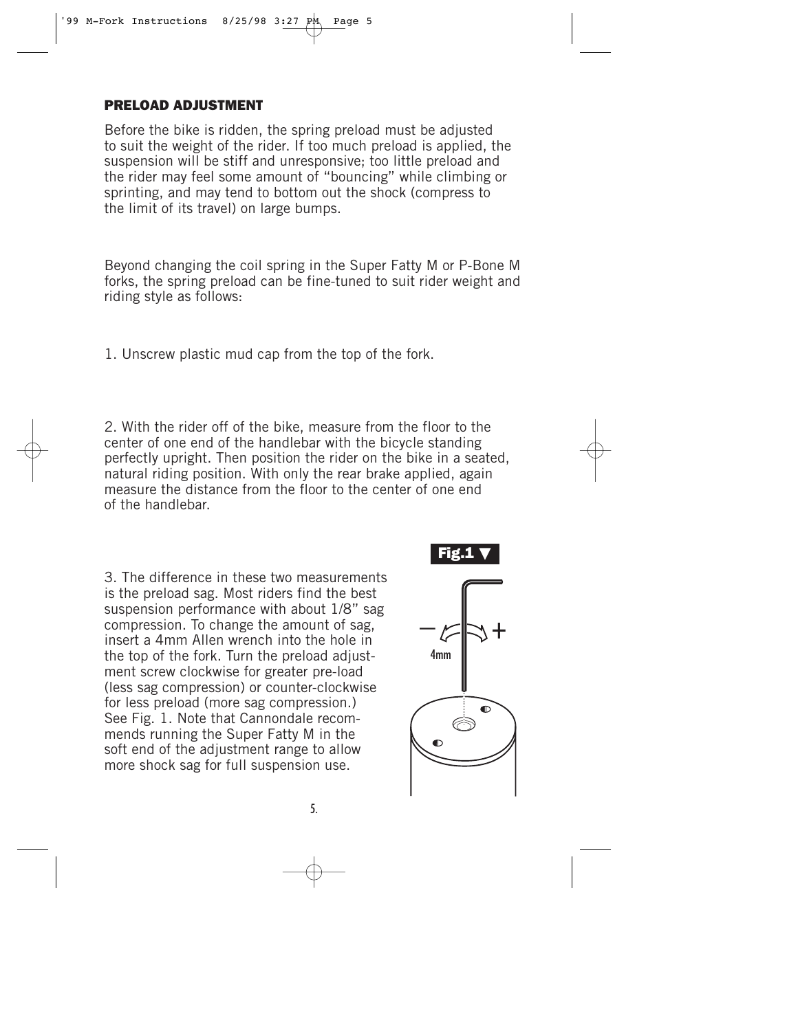## PRELOAD ADJUSTMENT

Before the bike is ridden, the spring preload must be adjusted to suit the weight of the rider. If too much preload is applied, the suspension will be stiff and unresponsive; too little preload and the rider may feel some amount of "bouncing" while climbing or sprinting, and may tend to bottom out the shock (compress to the limit of its travel) on large bumps.

Beyond changing the coil spring in the Super Fatty M or P-Bone M forks, the spring preload can be fine-tuned to suit rider weight and riding style as follows:

1. Unscrew plastic mud cap from the top of the fork.

2. With the rider off of the bike, measure from the floor to the center of one end of the handlebar with the bicycle standing perfectly upright. Then position the rider on the bike in a seated, natural riding position. With only the rear brake applied, again measure the distance from the floor to the center of one end of the handlebar.

3. The difference in these two measurements is the preload sag. Most riders find the best suspension performance with about 1/8" sag compression. To change the amount of sag, insert a 4mm Allen wrench into the hole in the top of the fork. Turn the preload adjustment screw clockwise for greater pre-load (less sag compression) or counter-clockwise for less preload (more sag compression.) See Fig. 1. Note that Cannondale recommends running the Super Fatty M in the soft end of the adjustment range to allow more shock sag for full suspension use.

**Fig.1 ▼**

– + 4mm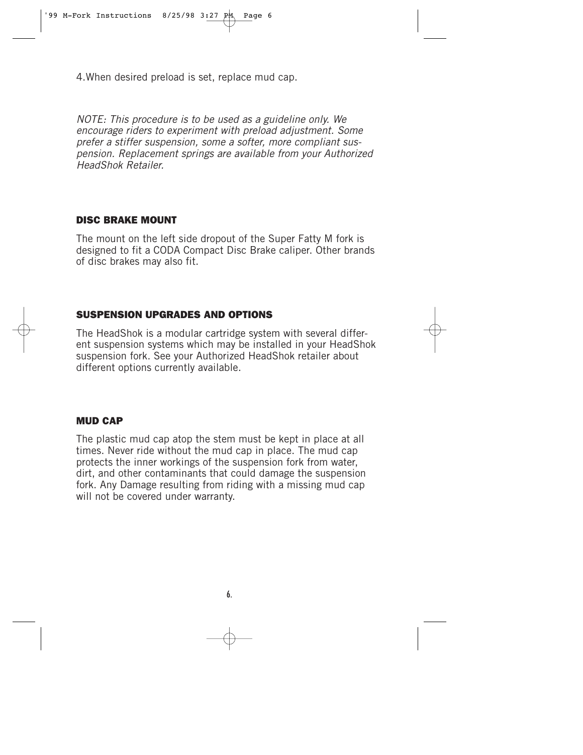4.When desired preload is set, replace mud cap.

*NOTE: This procedure is to be used as a guideline only. We encourage riders to experiment with preload adjustment. Some prefer a stiffer suspension, some a softer, more compliant suspension. Replacement springs are available from your Authorized HeadShok Retailer.*

## DISC BRAKE MOUNT

The mount on the left side dropout of the Super Fatty M fork is designed to fit a CODA Compact Disc Brake caliper. Other brands of disc brakes may also fit.

## SUSPENSION UPGRADES AND OPTIONS

The HeadShok is a modular cartridge system with several different suspension systems which may be installed in your HeadShok suspension fork. See your Authorized HeadShok retailer about different options currently available.

## MUD CAP

The plastic mud cap atop the stem must be kept in place at all times. Never ride without the mud cap in place. The mud cap protects the inner workings of the suspension fork from water, dirt, and other contaminants that could damage the suspension fork. Any Damage resulting from riding with a missing mud cap will not be covered under warranty.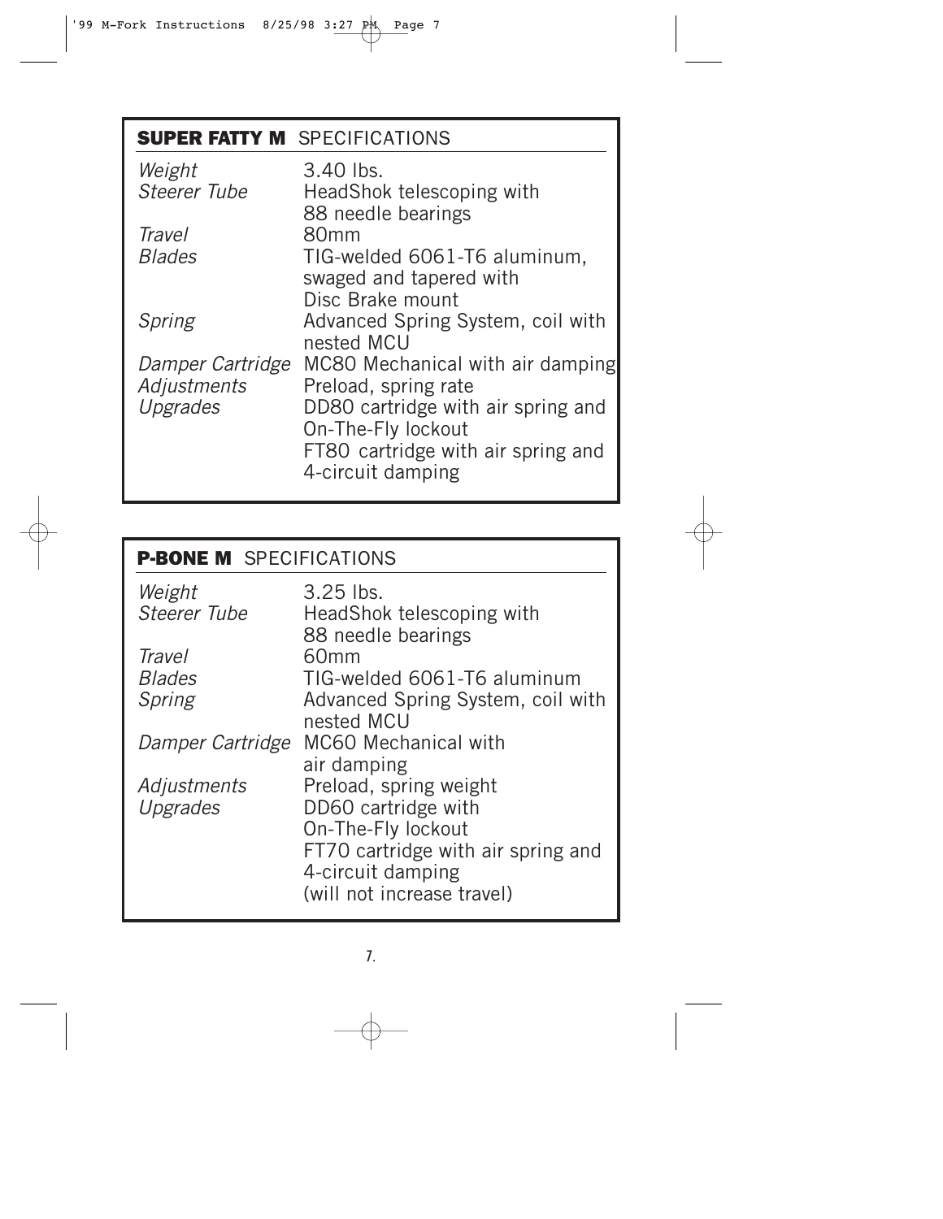## **SUPER FATTY M** SPECIFICATIONS

| | |
|---|---|
| *Weight* | 3.40 lbs. |
| *Steerer Tube* | HeadShok telescoping with 88 needle bearings |
| *Travel* | 80mm |
| *Blades* | TIG-welded 6061-T6 aluminum, swaged and tapered with Disc Brake mount |
| *Spring* | Advanced Spring System, coil with nested MCU |
| *Damper Cartridge* | MC80 Mechanical with air damping |
| *Adjustments* | Preload, spring rate |
| *Upgrades* | DD80 cartridge with air spring and On-The-Fly lockout<br>FT80 cartridge with air spring and 4-circuit damping |

## **P-BONE M** SPECIFICATIONS

| | |
|---|---|
| *Weight* | 3.25 lbs. |
| *Steerer Tube* | HeadShok telescoping with 88 needle bearings |
| *Travel* | 60mm |
| *Blades* | TIG-welded 6061-T6 aluminum |
| *Spring* | Advanced Spring System, coil with nested MCU |
| *Damper Cartridge* | MC60 Mechanical with air damping |
| *Adjustments* | Preload, spring weight |
| *Upgrades* | DD60 cartridge with On-The-Fly lockout<br>FT70 cartridge with air spring and 4-circuit damping (will not increase travel) |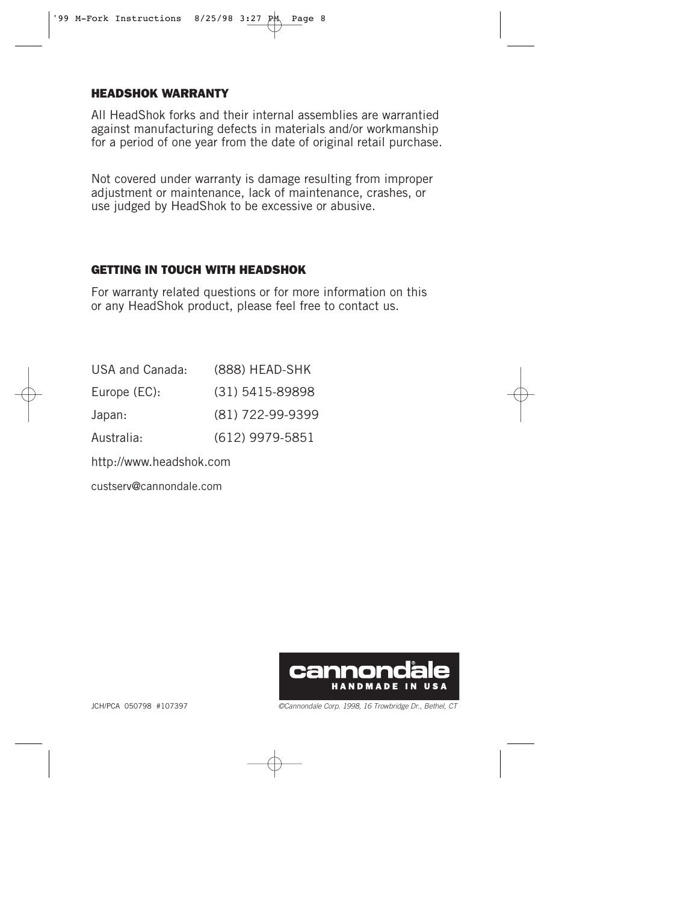## HEADSHOK WARRANTY

All HeadShok forks and their internal assemblies are warrantied against manufacturing defects in materials and/or workmanship for a period of one year from the date of original retail purchase.

Not covered under warranty is damage resulting from improper adjustment or maintenance, lack of maintenance, crashes, or use judged by HeadShok to be excessive or abusive.

## GETTING IN TOUCH WITH HEADSHOK

For warranty related questions or for more information on this or any HeadShok product, please feel free to contact us.

| | |
|---|---|
| USA and Canada: | (888) HEAD-SHK |
| Europe (EC): | (31) 5415-89898 |
| Japan: | (81) 722-99-9399 |
| Australia: | (612) 9979-5851 |

http://www.headshok.com

custserv@cannondale.com

cannondale
HANDMADE IN USA

JCH/PCA 050798 #107397

*©Cannondale Corp. 1998, 16 Trowbridge Dr., Bethel, CT*